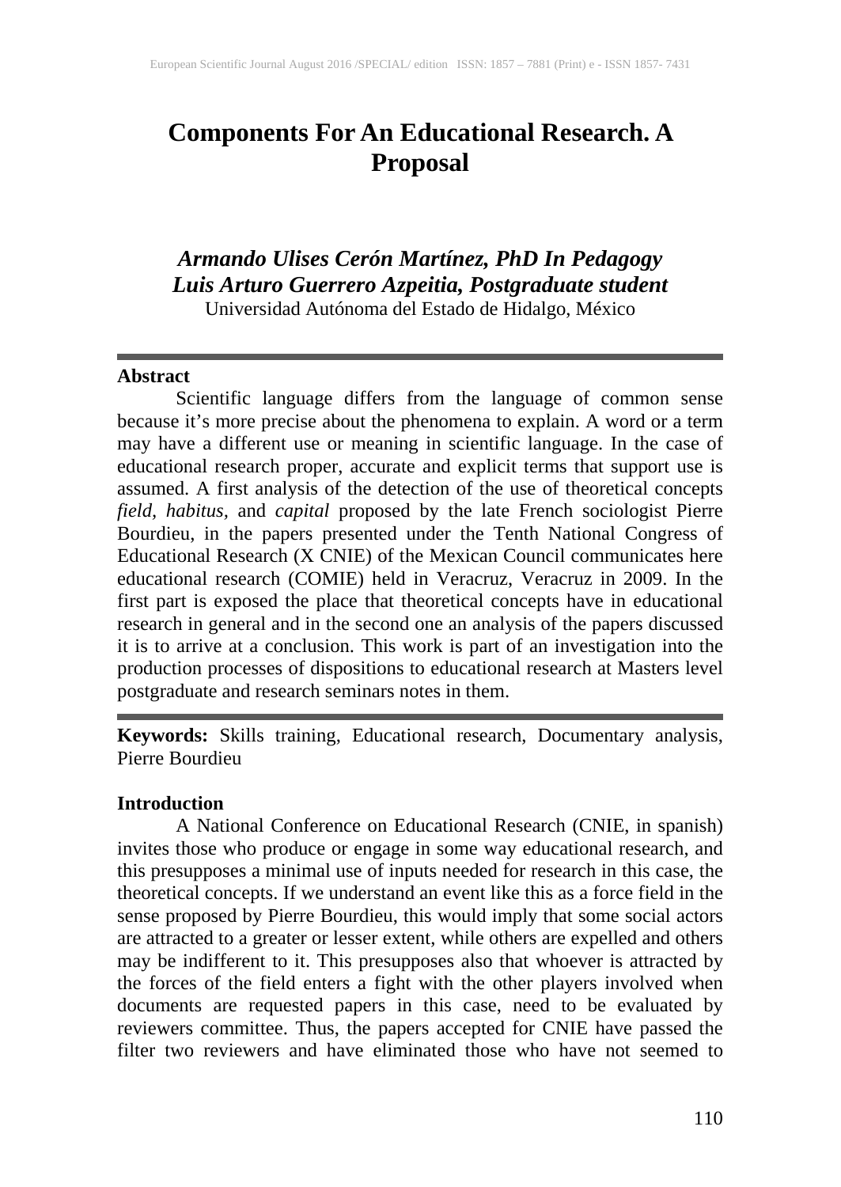# Components For An Educational Research. A Proposal

***Armando Ulises Cerón Martínez, PhD In Pedagogy***
***Luis Arturo Guerrero Azpeitia, Postgraduate student***
Universidad Autónoma del Estado de Hidalgo, México

## Abstract

Scientific language differs from the language of common sense because it's more precise about the phenomena to explain. A word or a term may have a different use or meaning in scientific language. In the case of educational research proper, accurate and explicit terms that support use is assumed. A first analysis of the detection of the use of theoretical concepts *field, habitus,* and *capital* proposed by the late French sociologist Pierre Bourdieu, in the papers presented under the Tenth National Congress of Educational Research (X CNIE) of the Mexican Council communicates here educational research (COMIE) held in Veracruz, Veracruz in 2009. In the first part is exposed the place that theoretical concepts have in educational research in general and in the second one an analysis of the papers discussed it is to arrive at a conclusion. This work is part of an investigation into the production processes of dispositions to educational research at Masters level postgraduate and research seminars notes in them.

**Keywords:** Skills training, Educational research, Documentary analysis, Pierre Bourdieu

## Introduction

A National Conference on Educational Research (CNIE, in spanish) invites those who produce or engage in some way educational research, and this presupposes a minimal use of inputs needed for research in this case, the theoretical concepts. If we understand an event like this as a force field in the sense proposed by Pierre Bourdieu, this would imply that some social actors are attracted to a greater or lesser extent, while others are expelled and others may be indifferent to it. This presupposes also that whoever is attracted by the forces of the field enters a fight with the other players involved when documents are requested papers in this case, need to be evaluated by reviewers committee. Thus, the papers accepted for CNIE have passed the filter two reviewers and have eliminated those who have not seemed to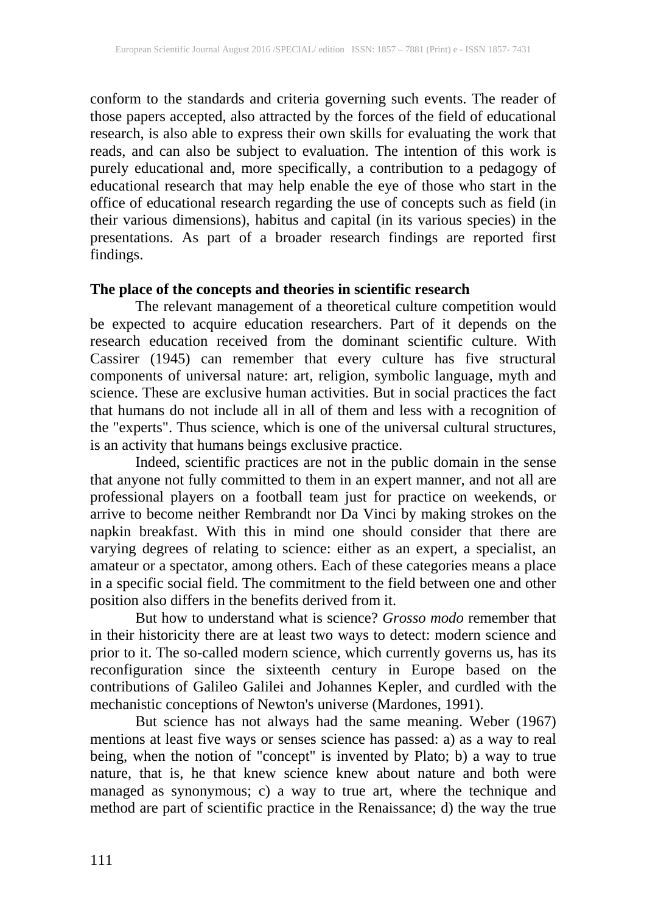conform to the standards and criteria governing such events. The reader of those papers accepted, also attracted by the forces of the field of educational research, is also able to express their own skills for evaluating the work that reads, and can also be subject to evaluation. The intention of this work is purely educational and, more specifically, a contribution to a pedagogy of educational research that may help enable the eye of those who start in the office of educational research regarding the use of concepts such as field (in their various dimensions), habitus and capital (in its various species) in the presentations. As part of a broader research findings are reported first findings.

**The place of the concepts and theories in scientific research**

The relevant management of a theoretical culture competition would be expected to acquire education researchers. Part of it depends on the research education received from the dominant scientific culture. With Cassirer (1945) can remember that every culture has five structural components of universal nature: art, religion, symbolic language, myth and science. These are exclusive human activities. But in social practices the fact that humans do not include all in all of them and less with a recognition of the "experts". Thus science, which is one of the universal cultural structures, is an activity that humans beings exclusive practice.

Indeed, scientific practices are not in the public domain in the sense that anyone not fully committed to them in an expert manner, and not all are professional players on a football team just for practice on weekends, or arrive to become neither Rembrandt nor Da Vinci by making strokes on the napkin breakfast. With this in mind one should consider that there are varying degrees of relating to science: either as an expert, a specialist, an amateur or a spectator, among others. Each of these categories means a place in a specific social field. The commitment to the field between one and other position also differs in the benefits derived from it.

But how to understand what is science? *Grosso modo* remember that in their historicity there are at least two ways to detect: modern science and prior to it. The so-called modern science, which currently governs us, has its reconfiguration since the sixteenth century in Europe based on the contributions of Galileo Galilei and Johannes Kepler, and curdled with the mechanistic conceptions of Newton's universe (Mardones, 1991).

But science has not always had the same meaning. Weber (1967) mentions at least five ways or senses science has passed: a) as a way to real being, when the notion of "concept" is invented by Plato; b) a way to true nature, that is, he that knew science knew about nature and both were managed as synonymous; c) a way to true art, where the technique and method are part of scientific practice in the Renaissance; d) the way the true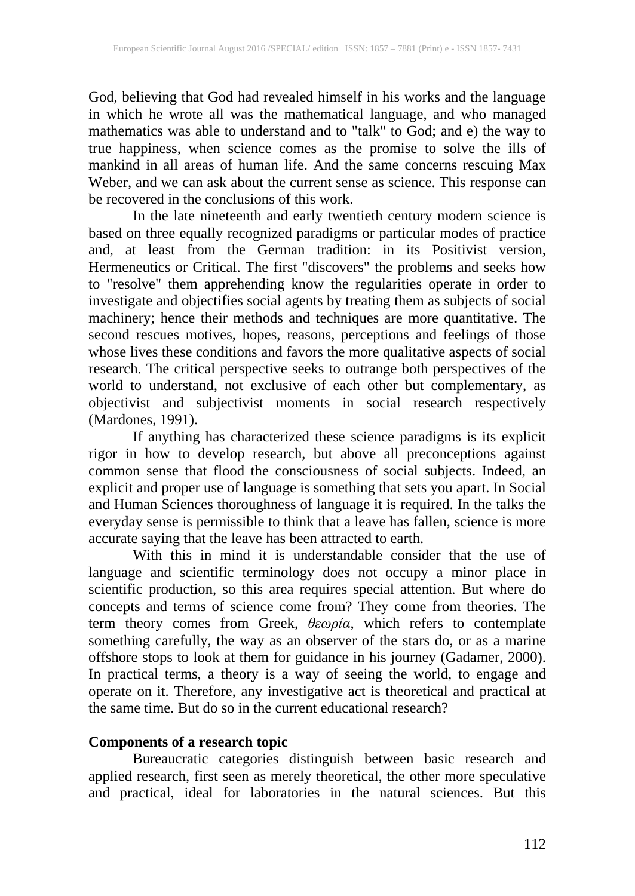God, believing that God had revealed himself in his works and the language in which he wrote all was the mathematical language, and who managed mathematics was able to understand and to "talk" to God; and e) the way to true happiness, when science comes as the promise to solve the ills of mankind in all areas of human life. And the same concerns rescuing Max Weber, and we can ask about the current sense as science. This response can be recovered in the conclusions of this work.

In the late nineteenth and early twentieth century modern science is based on three equally recognized paradigms or particular modes of practice and, at least from the German tradition: in its Positivist version, Hermeneutics or Critical. The first "discovers" the problems and seeks how to "resolve" them apprehending know the regularities operate in order to investigate and objectifies social agents by treating them as subjects of social machinery; hence their methods and techniques are more quantitative. The second rescues motives, hopes, reasons, perceptions and feelings of those whose lives these conditions and favors the more qualitative aspects of social research. The critical perspective seeks to outrange both perspectives of the world to understand, not exclusive of each other but complementary, as objectivist and subjectivist moments in social research respectively (Mardones, 1991).

If anything has characterized these science paradigms is its explicit rigor in how to develop research, but above all preconceptions against common sense that flood the consciousness of social subjects. Indeed, an explicit and proper use of language is something that sets you apart. In Social and Human Sciences thoroughness of language it is required. In the talks the everyday sense is permissible to think that a leave has fallen, science is more accurate saying that the leave has been attracted to earth.

With this in mind it is understandable consider that the use of language and scientific terminology does not occupy a minor place in scientific production, so this area requires special attention. But where do concepts and terms of science come from? They come from theories. The term theory comes from Greek, *θεωρία*, which refers to contemplate something carefully, the way as an observer of the stars do, or as a marine offshore stops to look at them for guidance in his journey (Gadamer, 2000). In practical terms, a theory is a way of seeing the world, to engage and operate on it. Therefore, any investigative act is theoretical and practical at the same time. But do so in the current educational research?

## Components of a research topic

Bureaucratic categories distinguish between basic research and applied research, first seen as merely theoretical, the other more speculative and practical, ideal for laboratories in the natural sciences. But this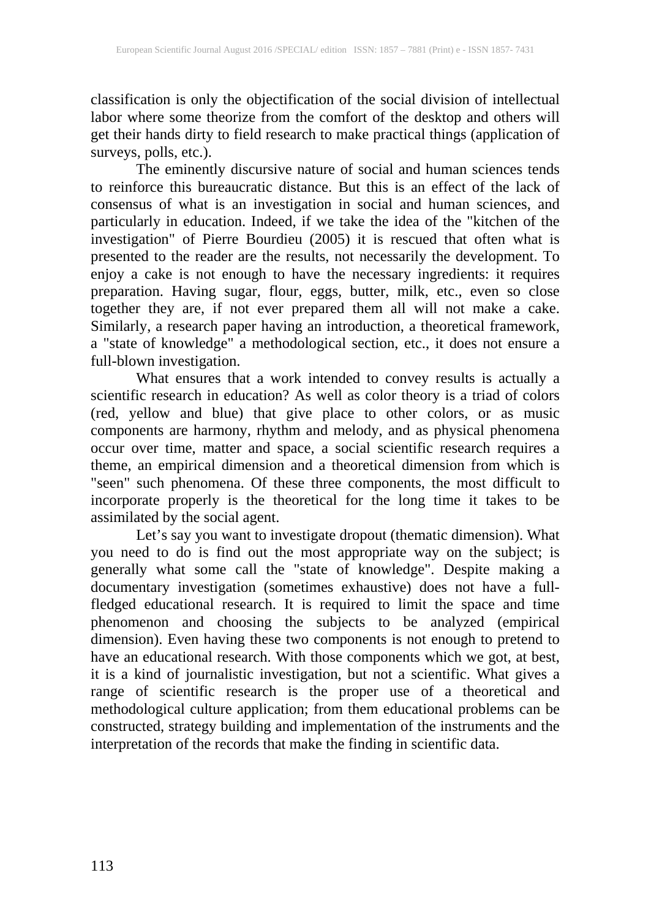classification is only the objectification of the social division of intellectual labor where some theorize from the comfort of the desktop and others will get their hands dirty to field research to make practical things (application of surveys, polls, etc.).

The eminently discursive nature of social and human sciences tends to reinforce this bureaucratic distance. But this is an effect of the lack of consensus of what is an investigation in social and human sciences, and particularly in education. Indeed, if we take the idea of the "kitchen of the investigation" of Pierre Bourdieu (2005) it is rescued that often what is presented to the reader are the results, not necessarily the development. To enjoy a cake is not enough to have the necessary ingredients: it requires preparation. Having sugar, flour, eggs, butter, milk, etc., even so close together they are, if not ever prepared them all will not make a cake. Similarly, a research paper having an introduction, a theoretical framework, a "state of knowledge" a methodological section, etc., it does not ensure a full-blown investigation.

What ensures that a work intended to convey results is actually a scientific research in education? As well as color theory is a triad of colors (red, yellow and blue) that give place to other colors, or as music components are harmony, rhythm and melody, and as physical phenomena occur over time, matter and space, a social scientific research requires a theme, an empirical dimension and a theoretical dimension from which is "seen" such phenomena. Of these three components, the most difficult to incorporate properly is the theoretical for the long time it takes to be assimilated by the social agent.

Let's say you want to investigate dropout (thematic dimension). What you need to do is find out the most appropriate way on the subject; is generally what some call the "state of knowledge". Despite making a documentary investigation (sometimes exhaustive) does not have a full-fledged educational research. It is required to limit the space and time phenomenon and choosing the subjects to be analyzed (empirical dimension). Even having these two components is not enough to pretend to have an educational research. With those components which we got, at best, it is a kind of journalistic investigation, but not a scientific. What gives a range of scientific research is the proper use of a theoretical and methodological culture application; from them educational problems can be constructed, strategy building and implementation of the instruments and the interpretation of the records that make the finding in scientific data.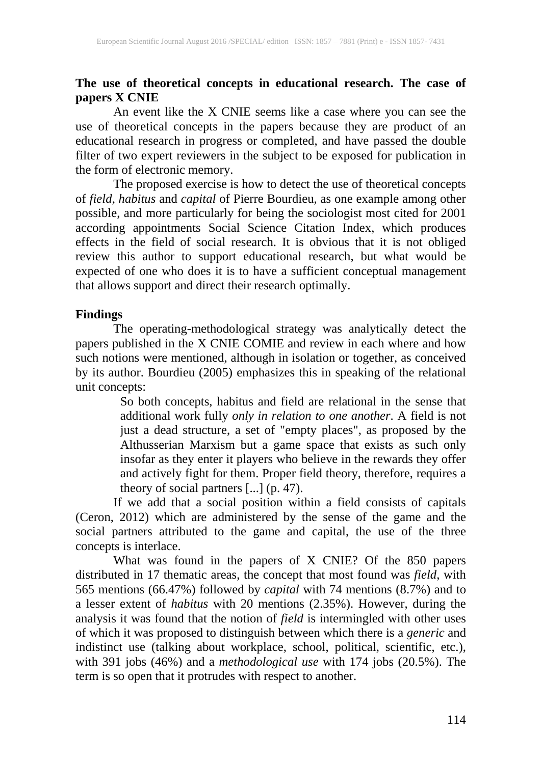**The use of theoretical concepts in educational research. The case of papers X CNIE**

An event like the X CNIE seems like a case where you can see the use of theoretical concepts in the papers because they are product of an educational research in progress or completed, and have passed the double filter of two expert reviewers in the subject to be exposed for publication in the form of electronic memory.

The proposed exercise is how to detect the use of theoretical concepts of *field, habitus* and *capital* of Pierre Bourdieu, as one example among other possible, and more particularly for being the sociologist most cited for 2001 according appointments Social Science Citation Index, which produces effects in the field of social research. It is obvious that it is not obliged review this author to support educational research, but what would be expected of one who does it is to have a sufficient conceptual management that allows support and direct their research optimally.

**Findings**

The operating-methodological strategy was analytically detect the papers published in the X CNIE COMIE and review in each where and how such notions were mentioned, although in isolation or together, as conceived by its author. Bourdieu (2005) emphasizes this in speaking of the relational unit concepts:

> So both concepts, habitus and field are relational in the sense that additional work fully *only in relation to one another*. A field is not just a dead structure, a set of "empty places", as proposed by the Althusserian Marxism but a game space that exists as such only insofar as they enter it players who believe in the rewards they offer and actively fight for them. Proper field theory, therefore, requires a theory of social partners [...] (p. 47).

If we add that a social position within a field consists of capitals (Ceron, 2012) which are administered by the sense of the game and the social partners attributed to the game and capital, the use of the three concepts is interlace.

What was found in the papers of X CNIE? Of the 850 papers distributed in 17 thematic areas, the concept that most found was *field*, with 565 mentions (66.47%) followed by *capital* with 74 mentions (8.7%) and to a lesser extent of *habitus* with 20 mentions (2.35%). However, during the analysis it was found that the notion of *field* is intermingled with other uses of which it was proposed to distinguish between which there is a *generic* and indistinct use (talking about workplace, school, political, scientific, etc.), with 391 jobs (46%) and a *methodological use* with 174 jobs (20.5%). The term is so open that it protrudes with respect to another.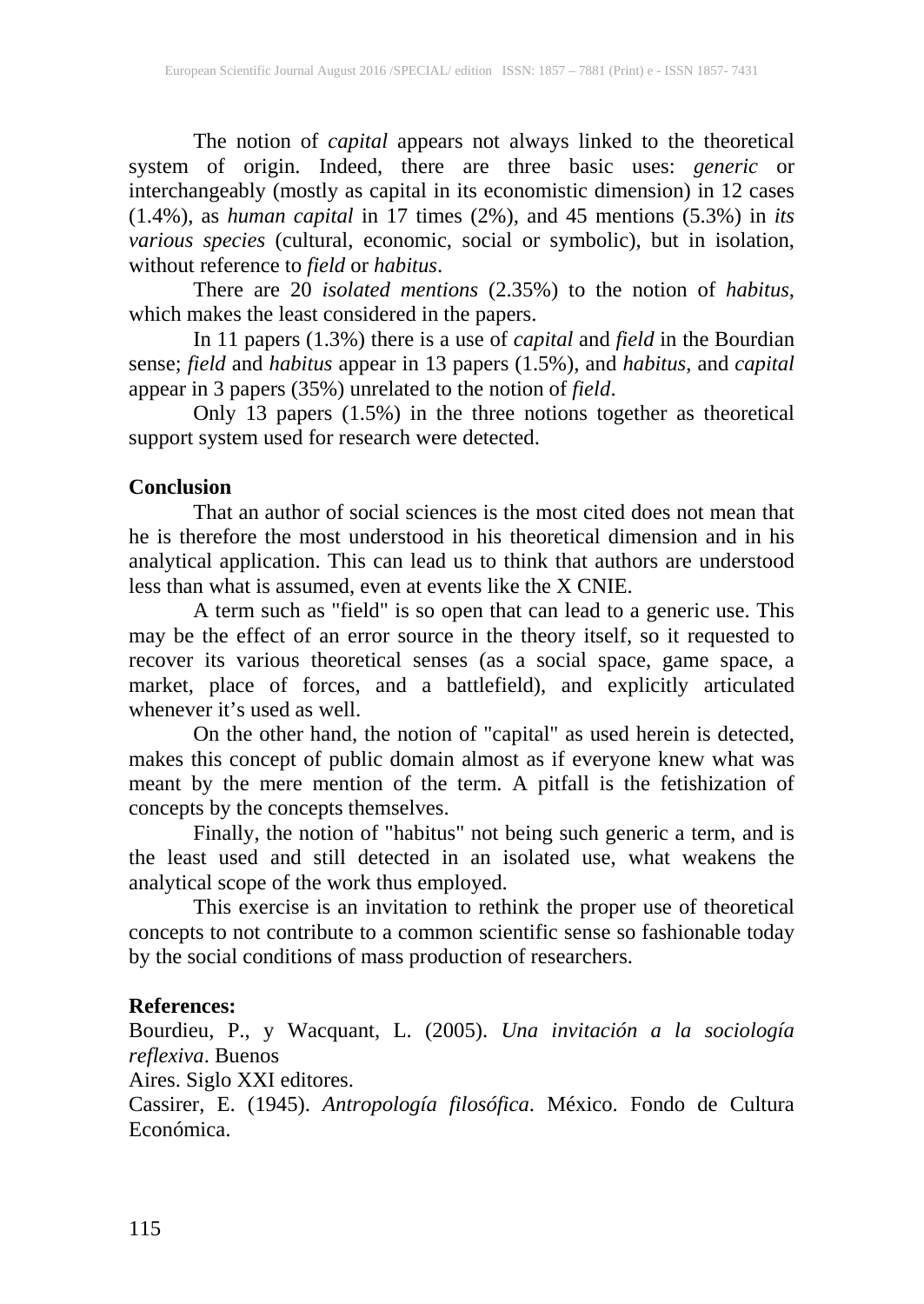The notion of *capital* appears not always linked to the theoretical system of origin. Indeed, there are three basic uses: *generic* or interchangeably (mostly as capital in its economistic dimension) in 12 cases (1.4%), as *human capital* in 17 times (2%), and 45 mentions (5.3%) in *its various species* (cultural, economic, social or symbolic), but in isolation, without reference to *field* or *habitus*.

There are 20 *isolated mentions* (2.35%) to the notion of *habitus*, which makes the least considered in the papers.

In 11 papers (1.3%) there is a use of *capital* and *field* in the Bourdian sense; *field* and *habitus* appear in 13 papers (1.5%), and *habitus*, and *capital* appear in 3 papers (35%) unrelated to the notion of *field*.

Only 13 papers (1.5%) in the three notions together as theoretical support system used for research were detected.

## Conclusion

That an author of social sciences is the most cited does not mean that he is therefore the most understood in his theoretical dimension and in his analytical application. This can lead us to think that authors are understood less than what is assumed, even at events like the X CNIE.

A term such as "field" is so open that can lead to a generic use. This may be the effect of an error source in the theory itself, so it requested to recover its various theoretical senses (as a social space, game space, a market, place of forces, and a battlefield), and explicitly articulated whenever it's used as well.

On the other hand, the notion of "capital" as used herein is detected, makes this concept of public domain almost as if everyone knew what was meant by the mere mention of the term. A pitfall is the fetishization of concepts by the concepts themselves.

Finally, the notion of "habitus" not being such generic a term, and is the least used and still detected in an isolated use, what weakens the analytical scope of the work thus employed.

This exercise is an invitation to rethink the proper use of theoretical concepts to not contribute to a common scientific sense so fashionable today by the social conditions of mass production of researchers.

## References:

Bourdieu, P., y Wacquant, L. (2005). *Una invitación a la sociología reflexiva*. Buenos
Aires. Siglo XXI editores.

Cassirer, E. (1945). *Antropología filosófica*. México. Fondo de Cultura Económica.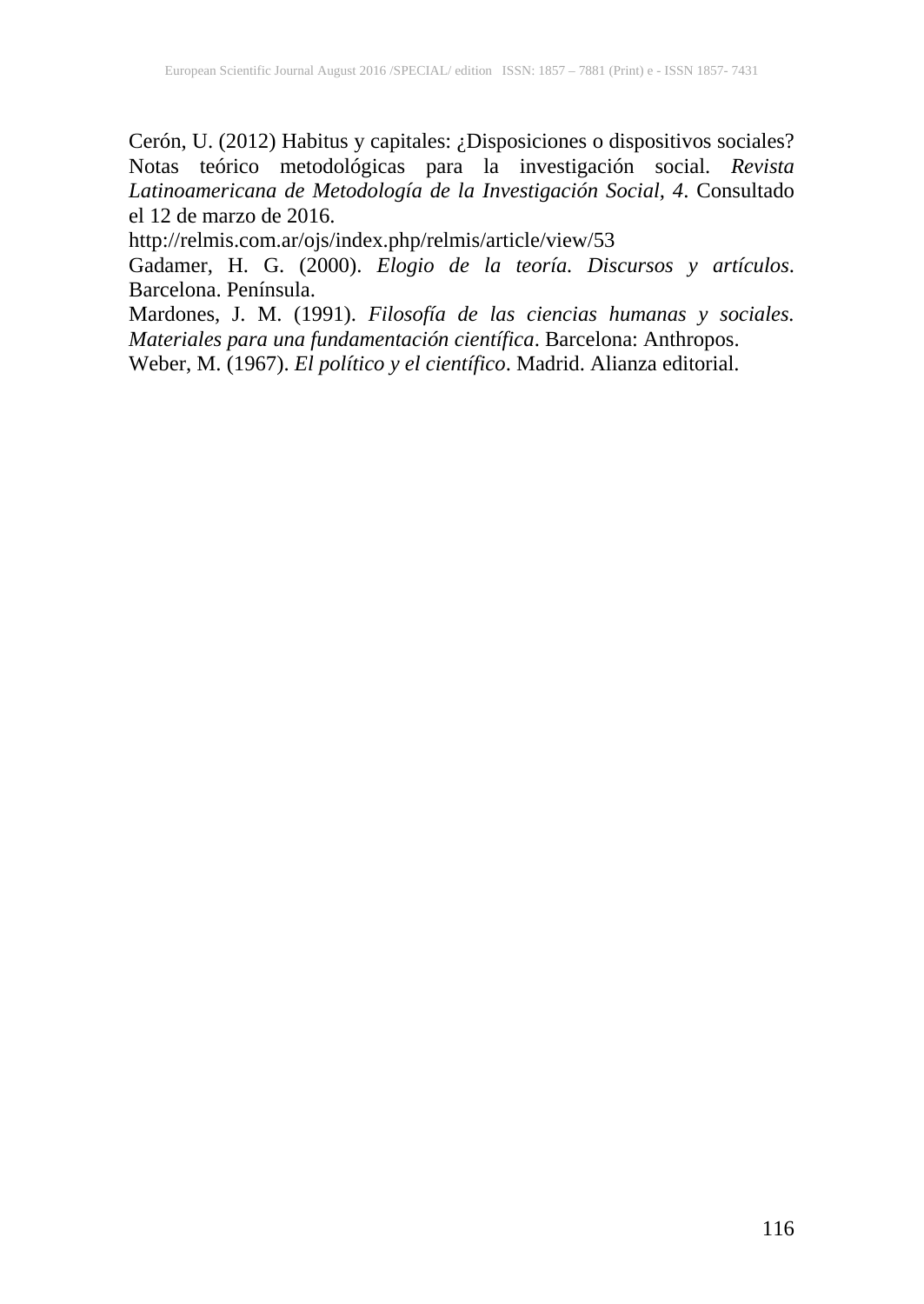Cerón, U. (2012) Habitus y capitales: ¿Disposiciones o dispositivos sociales? Notas teórico metodológicas para la investigación social. *Revista Latinoamericana de Metodología de la Investigación Social*, *4*. Consultado el 12 de marzo de 2016.
http://relmis.com.ar/ojs/index.php/relmis/article/view/53

Gadamer, H. G. (2000). *Elogio de la teoría. Discursos y artículos*. Barcelona. Península.

Mardones, J. M. (1991). *Filosofía de las ciencias humanas y sociales. Materiales para una fundamentación científica*. Barcelona: Anthropos.

Weber, M. (1967). *El político y el científico*. Madrid. Alianza editorial.